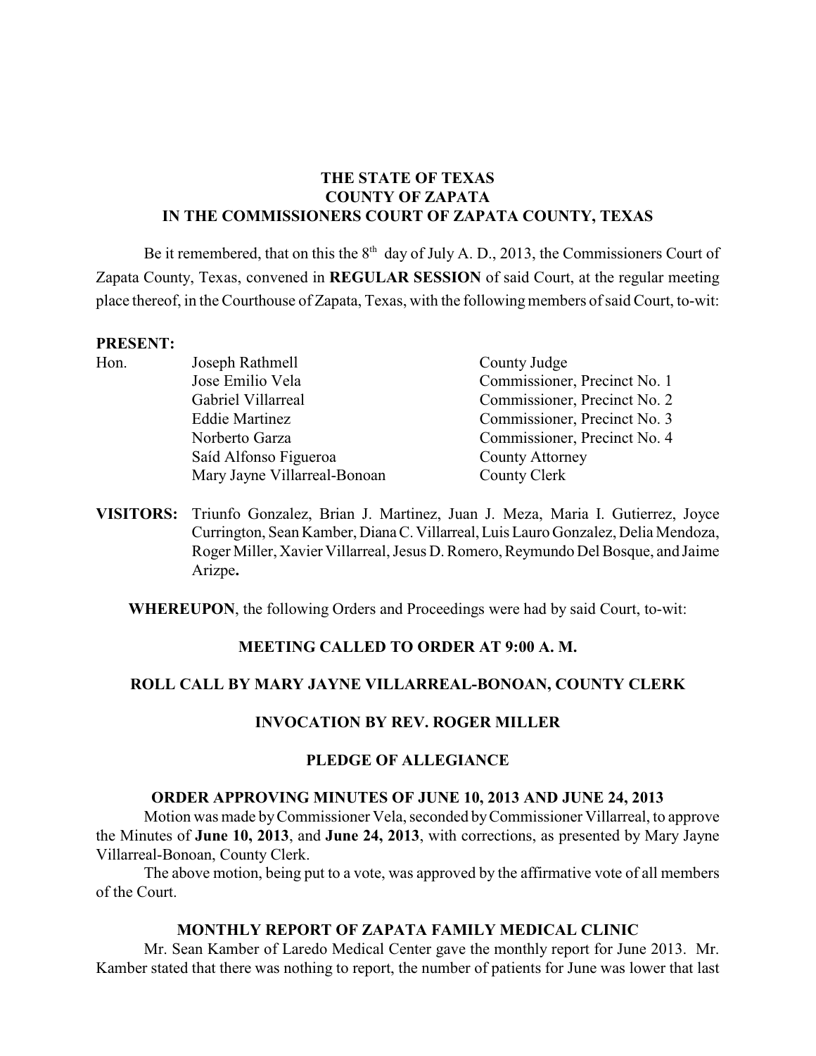**THE STATE OF TEXAS**
**COUNTY OF ZAPATA**
**IN THE COMMISSIONERS COURT OF ZAPATA COUNTY, TEXAS**

Be it remembered, that on this the 8th day of July A. D., 2013, the Commissioners Court of Zapata County, Texas, convened in **REGULAR SESSION** of said Court, at the regular meeting place thereof, in the Courthouse of Zapata, Texas, with the following members of said Court, to-wit:

**PRESENT:**

| | | |
|---|---|---|
| Hon. | Joseph Rathmell | County Judge |
| | Jose Emilio Vela | Commissioner, Precinct No. 1 |
| | Gabriel Villarreal | Commissioner, Precinct No. 2 |
| | Eddie Martinez | Commissioner, Precinct No. 3 |
| | Norberto Garza | Commissioner, Precinct No. 4 |
| | Saíd Alfonso Figueroa | County Attorney |
| | Mary Jayne Villarreal-Bonoan | County Clerk |

**VISITORS:** Triunfo Gonzalez, Brian J. Martinez, Juan J. Meza, Maria I. Gutierrez, Joyce Currington, Sean Kamber, Diana C. Villarreal, Luis Lauro Gonzalez, Delia Mendoza, Roger Miller, Xavier Villarreal, Jesus D. Romero, Reymundo Del Bosque, and Jaime Arizpe**.**

**WHEREUPON**, the following Orders and Proceedings were had by said Court, to-wit:

**MEETING CALLED TO ORDER AT 9:00 A. M.**

**ROLL CALL BY MARY JAYNE VILLARREAL-BONOAN, COUNTY CLERK**

**INVOCATION BY REV. ROGER MILLER**

**PLEDGE OF ALLEGIANCE**

**ORDER APPROVING MINUTES OF JUNE 10, 2013 AND JUNE 24, 2013**

Motion was made by Commissioner Vela, seconded by Commissioner Villarreal, to approve the Minutes of **June 10, 2013**, and **June 24, 2013**, with corrections, as presented by Mary Jayne Villarreal-Bonoan, County Clerk.

The above motion, being put to a vote, was approved by the affirmative vote of all members of the Court.

**MONTHLY REPORT OF ZAPATA FAMILY MEDICAL CLINIC**

Mr. Sean Kamber of Laredo Medical Center gave the monthly report for June 2013. Mr. Kamber stated that there was nothing to report, the number of patients for June was lower that last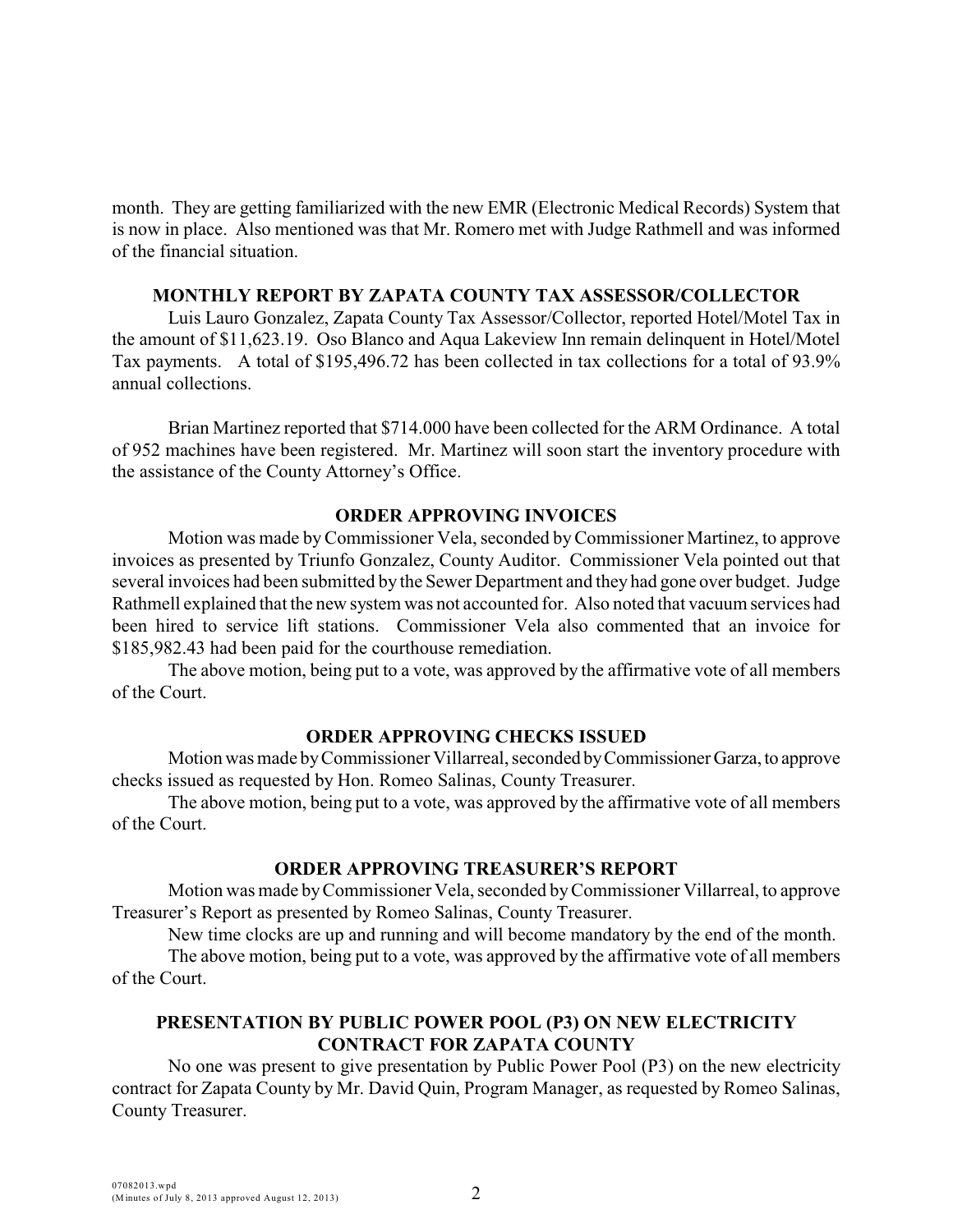month. They are getting familiarized with the new EMR (Electronic Medical Records) System that is now in place. Also mentioned was that Mr. Romero met with Judge Rathmell and was informed of the financial situation.

### MONTHLY REPORT BY ZAPATA COUNTY TAX ASSESSOR/COLLECTOR

Luis Lauro Gonzalez, Zapata County Tax Assessor/Collector, reported Hotel/Motel Tax in the amount of $11,623.19. Oso Blanco and Aqua Lakeview Inn remain delinquent in Hotel/Motel Tax payments. A total of $195,496.72 has been collected in tax collections for a total of 93.9% annual collections.

Brian Martinez reported that $714.000 have been collected for the ARM Ordinance. A total of 952 machines have been registered. Mr. Martinez will soon start the inventory procedure with the assistance of the County Attorney's Office.

### ORDER APPROVING INVOICES

Motion was made by Commissioner Vela, seconded by Commissioner Martinez, to approve invoices as presented by Triunfo Gonzalez, County Auditor. Commissioner Vela pointed out that several invoices had been submitted by the Sewer Department and they had gone over budget. Judge Rathmell explained that the new system was not accounted for. Also noted that vacuum services had been hired to service lift stations. Commissioner Vela also commented that an invoice for $185,982.43 had been paid for the courthouse remediation.

The above motion, being put to a vote, was approved by the affirmative vote of all members of the Court.

### ORDER APPROVING CHECKS ISSUED

Motion was made by Commissioner Villarreal, seconded by Commissioner Garza, to approve checks issued as requested by Hon. Romeo Salinas, County Treasurer.

The above motion, being put to a vote, was approved by the affirmative vote of all members of the Court.

### ORDER APPROVING TREASURER'S REPORT

Motion was made by Commissioner Vela, seconded by Commissioner Villarreal, to approve Treasurer's Report as presented by Romeo Salinas, County Treasurer.

New time clocks are up and running and will become mandatory by the end of the month.

The above motion, being put to a vote, was approved by the affirmative vote of all members of the Court.

### PRESENTATION BY PUBLIC POWER POOL (P3) ON NEW ELECTRICITY CONTRACT FOR ZAPATA COUNTY

No one was present to give presentation by Public Power Pool (P3) on the new electricity contract for Zapata County by Mr. David Quin, Program Manager, as requested by Romeo Salinas, County Treasurer.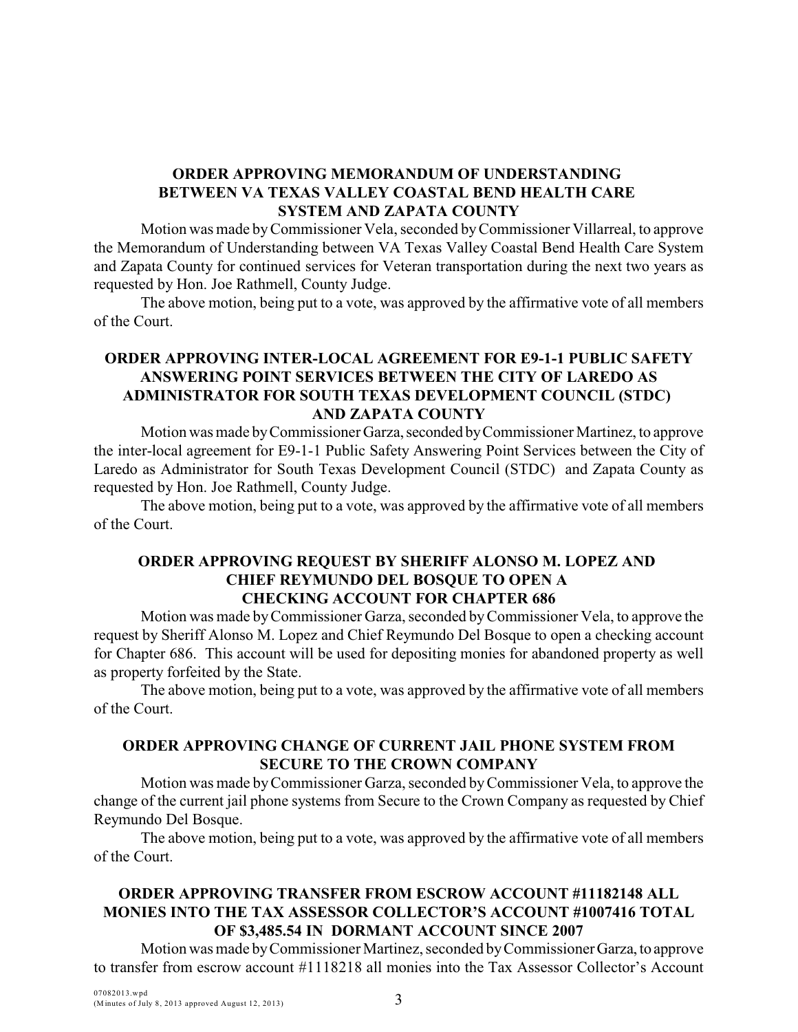### ORDER APPROVING MEMORANDUM OF UNDERSTANDING BETWEEN VA TEXAS VALLEY COASTAL BEND HEALTH CARE SYSTEM AND ZAPATA COUNTY

Motion was made by Commissioner Vela, seconded by Commissioner Villarreal, to approve the Memorandum of Understanding between VA Texas Valley Coastal Bend Health Care System and Zapata County for continued services for Veteran transportation during the next two years as requested by Hon. Joe Rathmell, County Judge.

The above motion, being put to a vote, was approved by the affirmative vote of all members of the Court.

### ORDER APPROVING INTER-LOCAL AGREEMENT FOR E9-1-1 PUBLIC SAFETY ANSWERING POINT SERVICES BETWEEN THE CITY OF LAREDO AS ADMINISTRATOR FOR SOUTH TEXAS DEVELOPMENT COUNCIL (STDC) AND ZAPATA COUNTY

Motion was made by Commissioner Garza, seconded by Commissioner Martinez, to approve the inter-local agreement for E9-1-1 Public Safety Answering Point Services between the City of Laredo as Administrator for South Texas Development Council (STDC) and Zapata County as requested by Hon. Joe Rathmell, County Judge.

The above motion, being put to a vote, was approved by the affirmative vote of all members of the Court.

### ORDER APPROVING REQUEST BY SHERIFF ALONSO M. LOPEZ AND CHIEF REYMUNDO DEL BOSQUE TO OPEN A CHECKING ACCOUNT FOR CHAPTER 686

Motion was made by Commissioner Garza, seconded by Commissioner Vela, to approve the request by Sheriff Alonso M. Lopez and Chief Reymundo Del Bosque to open a checking account for Chapter 686. This account will be used for depositing monies for abandoned property as well as property forfeited by the State.

The above motion, being put to a vote, was approved by the affirmative vote of all members of the Court.

### ORDER APPROVING CHANGE OF CURRENT JAIL PHONE SYSTEM FROM SECURE TO THE CROWN COMPANY

Motion was made by Commissioner Garza, seconded by Commissioner Vela, to approve the change of the current jail phone systems from Secure to the Crown Company as requested by Chief Reymundo Del Bosque.

The above motion, being put to a vote, was approved by the affirmative vote of all members of the Court.

### ORDER APPROVING TRANSFER FROM ESCROW ACCOUNT #11182148 ALL MONIES INTO THE TAX ASSESSOR COLLECTOR'S ACCOUNT #1007416 TOTAL OF $3,485.54 IN DORMANT ACCOUNT SINCE 2007

Motion was made by Commissioner Martinez, seconded by Commissioner Garza, to approve to transfer from escrow account #1118218 all monies into the Tax Assessor Collector's Account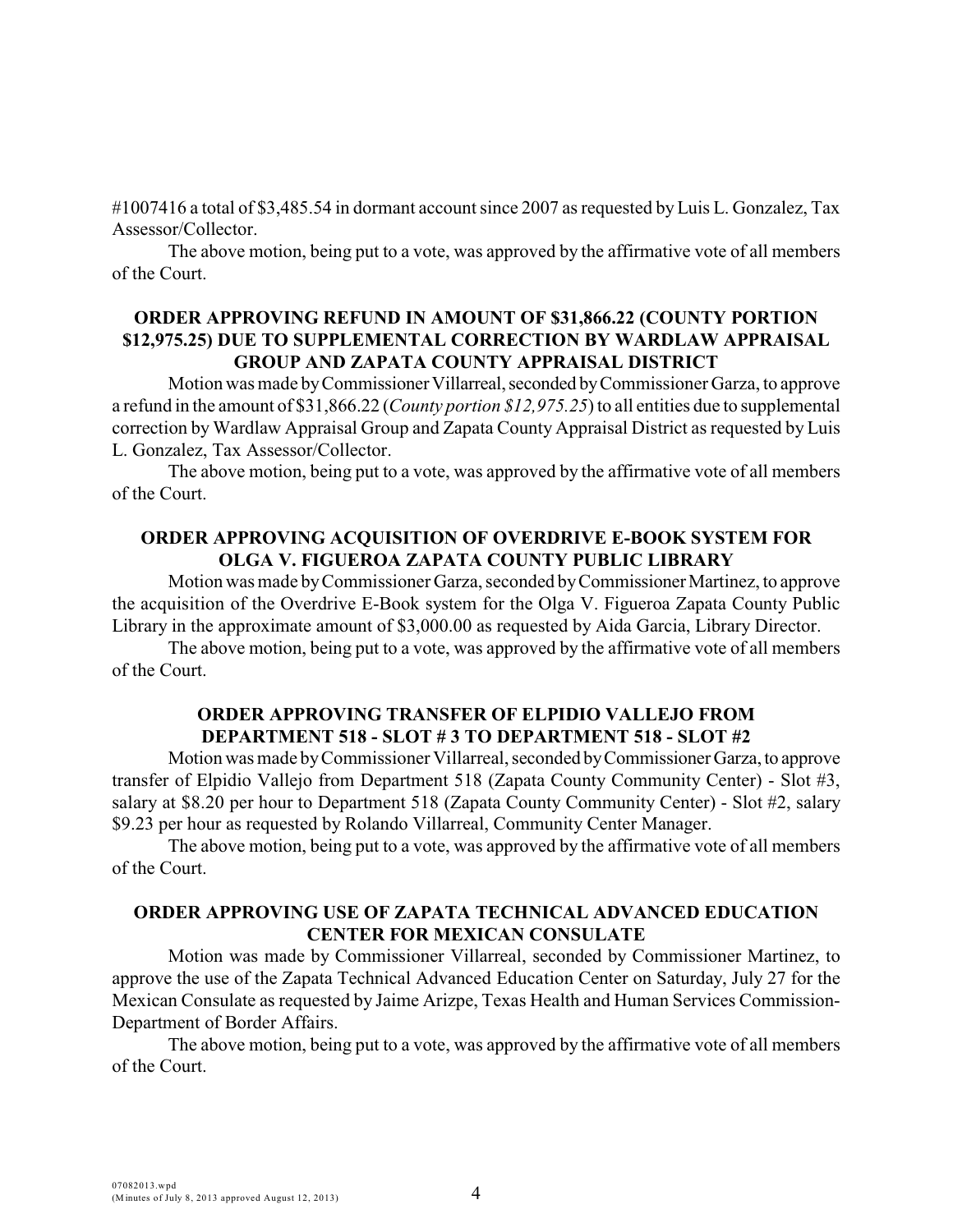#1007416 a total of $3,485.54 in dormant account since 2007 as requested by Luis L. Gonzalez, Tax Assessor/Collector.

The above motion, being put to a vote, was approved by the affirmative vote of all members of the Court.

**ORDER APPROVING REFUND IN AMOUNT OF $31,866.22 (COUNTY PORTION $12,975.25) DUE TO SUPPLEMENTAL CORRECTION BY WARDLAW APPRAISAL GROUP AND ZAPATA COUNTY APPRAISAL DISTRICT**

Motion was made by Commissioner Villarreal, seconded by Commissioner Garza, to approve a refund in the amount of $31,866.22 (*County portion $12,975.25*) to all entities due to supplemental correction by Wardlaw Appraisal Group and Zapata County Appraisal District as requested by Luis L. Gonzalez, Tax Assessor/Collector.

The above motion, being put to a vote, was approved by the affirmative vote of all members of the Court.

**ORDER APPROVING ACQUISITION OF OVERDRIVE E-BOOK SYSTEM FOR OLGA V. FIGUEROA ZAPATA COUNTY PUBLIC LIBRARY**

Motion was made by Commissioner Garza, seconded by Commissioner Martinez, to approve the acquisition of the Overdrive E-Book system for the Olga V. Figueroa Zapata County Public Library in the approximate amount of $3,000.00 as requested by Aida Garcia, Library Director.

The above motion, being put to a vote, was approved by the affirmative vote of all members of the Court.

**ORDER APPROVING TRANSFER OF ELPIDIO VALLEJO FROM DEPARTMENT 518 - SLOT # 3 TO DEPARTMENT 518 - SLOT #2**

Motion was made by Commissioner Villarreal, seconded by Commissioner Garza, to approve transfer of Elpidio Vallejo from Department 518 (Zapata County Community Center) - Slot #3, salary at $8.20 per hour to Department 518 (Zapata County Community Center) - Slot #2, salary $9.23 per hour as requested by Rolando Villarreal, Community Center Manager.

The above motion, being put to a vote, was approved by the affirmative vote of all members of the Court.

**ORDER APPROVING USE OF ZAPATA TECHNICAL ADVANCED EDUCATION CENTER FOR MEXICAN CONSULATE**

Motion was made by Commissioner Villarreal, seconded by Commissioner Martinez, to approve the use of the Zapata Technical Advanced Education Center on Saturday, July 27 for the Mexican Consulate as requested by Jaime Arizpe, Texas Health and Human Services Commission-Department of Border Affairs.

The above motion, being put to a vote, was approved by the affirmative vote of all members of the Court.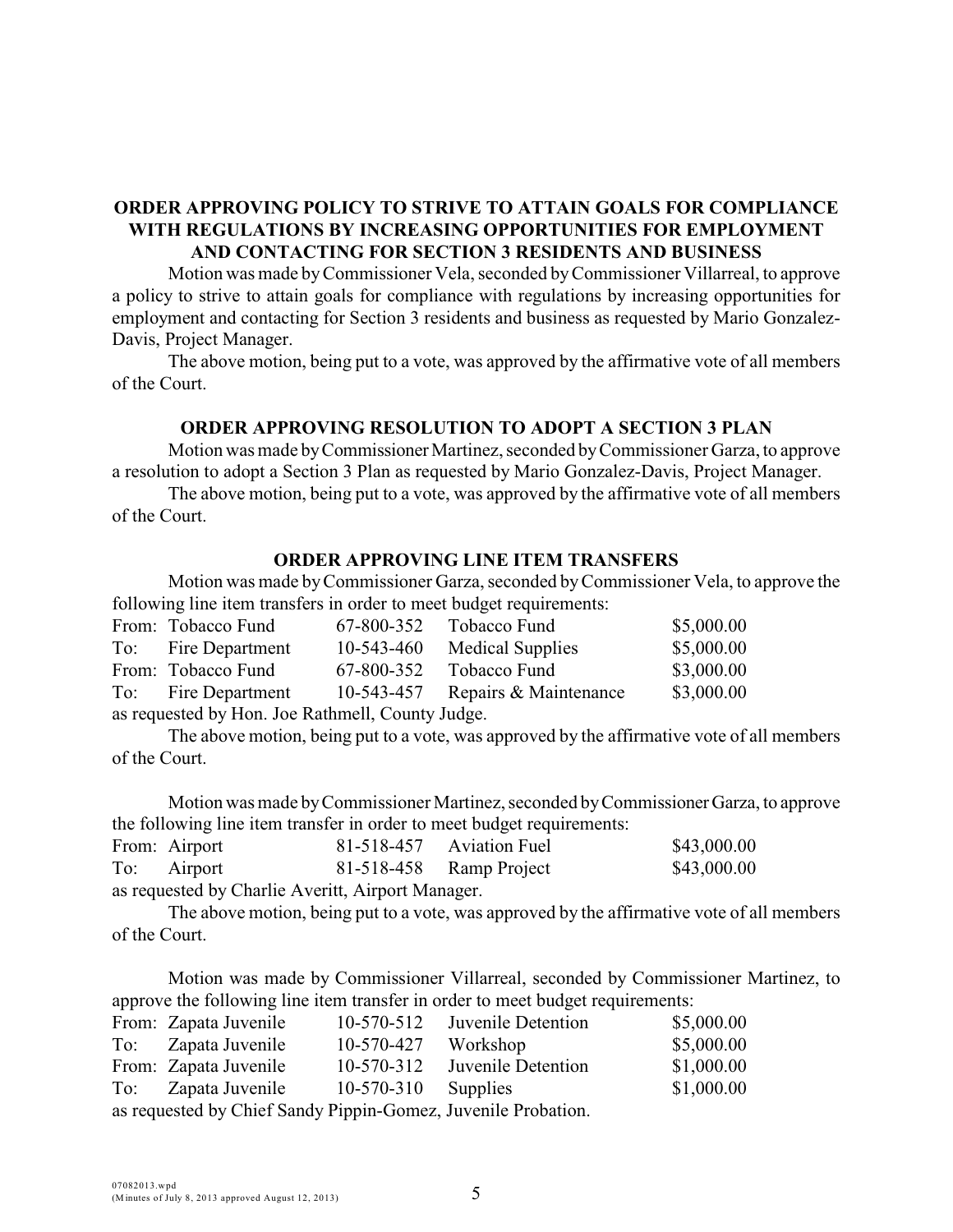**ORDER APPROVING POLICY TO STRIVE TO ATTAIN GOALS FOR COMPLIANCE WITH REGULATIONS BY INCREASING OPPORTUNITIES FOR EMPLOYMENT AND CONTACTING FOR SECTION 3 RESIDENTS AND BUSINESS**

Motion was made by Commissioner Vela, seconded by Commissioner Villarreal, to approve a policy to strive to attain goals for compliance with regulations by increasing opportunities for employment and contacting for Section 3 residents and business as requested by Mario Gonzalez-Davis, Project Manager.

The above motion, being put to a vote, was approved by the affirmative vote of all members of the Court.

**ORDER APPROVING RESOLUTION TO ADOPT A SECTION 3 PLAN**

Motion was made by Commissioner Martinez, seconded by Commissioner Garza, to approve a resolution to adopt a Section 3 Plan as requested by Mario Gonzalez-Davis, Project Manager.

The above motion, being put to a vote, was approved by the affirmative vote of all members of the Court.

**ORDER APPROVING LINE ITEM TRANSFERS**

Motion was made by Commissioner Garza, seconded by Commissioner Vela, to approve the following line item transfers in order to meet budget requirements:

| | | | | |
|---|---|---|---|---|
| From: | Tobacco Fund | 67-800-352 | Tobacco Fund | $5,000.00 |
| To: | Fire Department | 10-543-460 | Medical Supplies | $5,000.00 |
| From: | Tobacco Fund | 67-800-352 | Tobacco Fund | $3,000.00 |
| To: | Fire Department | 10-543-457 | Repairs & Maintenance | $3,000.00 |

as requested by Hon. Joe Rathmell, County Judge.

The above motion, being put to a vote, was approved by the affirmative vote of all members of the Court.

Motion was made by Commissioner Martinez, seconded by Commissioner Garza, to approve the following line item transfer in order to meet budget requirements:

| | | | | |
|---|---|---|---|---|
| From: | Airport | 81-518-457 | Aviation Fuel | $43,000.00 |
| To: | Airport | 81-518-458 | Ramp Project | $43,000.00 |

as requested by Charlie Averitt, Airport Manager.

The above motion, being put to a vote, was approved by the affirmative vote of all members of the Court.

Motion was made by Commissioner Villarreal, seconded by Commissioner Martinez, to approve the following line item transfer in order to meet budget requirements:

| | | | | |
|---|---|---|---|---|
| From: | Zapata Juvenile | 10-570-512 | Juvenile Detention | $5,000.00 |
| To: | Zapata Juvenile | 10-570-427 | Workshop | $5,000.00 |
| From: | Zapata Juvenile | 10-570-312 | Juvenile Detention | $1,000.00 |
| To: | Zapata Juvenile | 10-570-310 | Supplies | $1,000.00 |

as requested by Chief Sandy Pippin-Gomez, Juvenile Probation.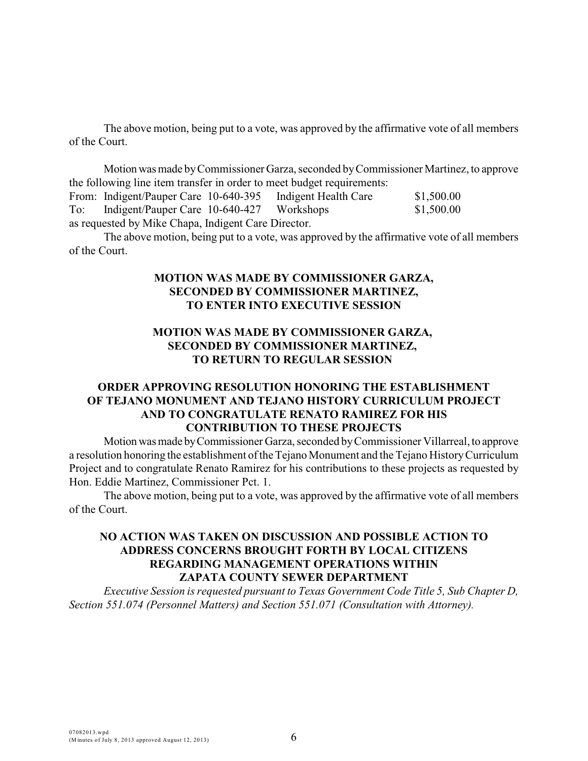The above motion, being put to a vote, was approved by the affirmative vote of all members of the Court.

Motion was made by Commissioner Garza, seconded by Commissioner Martinez, to approve the following line item transfer in order to meet budget requirements:

| | | | | |
|---|---|---|---|---|
| From: | Indigent/Pauper Care | 10-640-395 | Indigent Health Care | \$1,500.00 |
| To: | Indigent/Pauper Care | 10-640-427 | Workshops | \$1,500.00 |

as requested by Mike Chapa, Indigent Care Director.

The above motion, being put to a vote, was approved by the affirmative vote of all members of the Court.

**MOTION WAS MADE BY COMMISSIONER GARZA, SECONDED BY COMMISSIONER MARTINEZ, TO ENTER INTO EXECUTIVE SESSION**

**MOTION WAS MADE BY COMMISSIONER GARZA, SECONDED BY COMMISSIONER MARTINEZ, TO RETURN TO REGULAR SESSION**

**ORDER APPROVING RESOLUTION HONORING THE ESTABLISHMENT OF TEJANO MONUMENT AND TEJANO HISTORY CURRICULUM PROJECT AND TO CONGRATULATE RENATO RAMIREZ FOR HIS CONTRIBUTION TO THESE PROJECTS**

Motion was made by Commissioner Garza, seconded by Commissioner Villarreal, to approve a resolution honoring the establishment of the Tejano Monument and the Tejano History Curriculum Project and to congratulate Renato Ramirez for his contributions to these projects as requested by Hon. Eddie Martinez, Commissioner Pct. 1.

The above motion, being put to a vote, was approved by the affirmative vote of all members of the Court.

**NO ACTION WAS TAKEN ON DISCUSSION AND POSSIBLE ACTION TO ADDRESS CONCERNS BROUGHT FORTH BY LOCAL CITIZENS REGARDING MANAGEMENT OPERATIONS WITHIN ZAPATA COUNTY SEWER DEPARTMENT**

*Executive Session is requested pursuant to Texas Government Code Title 5, Sub Chapter D, Section 551.074 (Personnel Matters) and Section 551.071 (Consultation with Attorney).*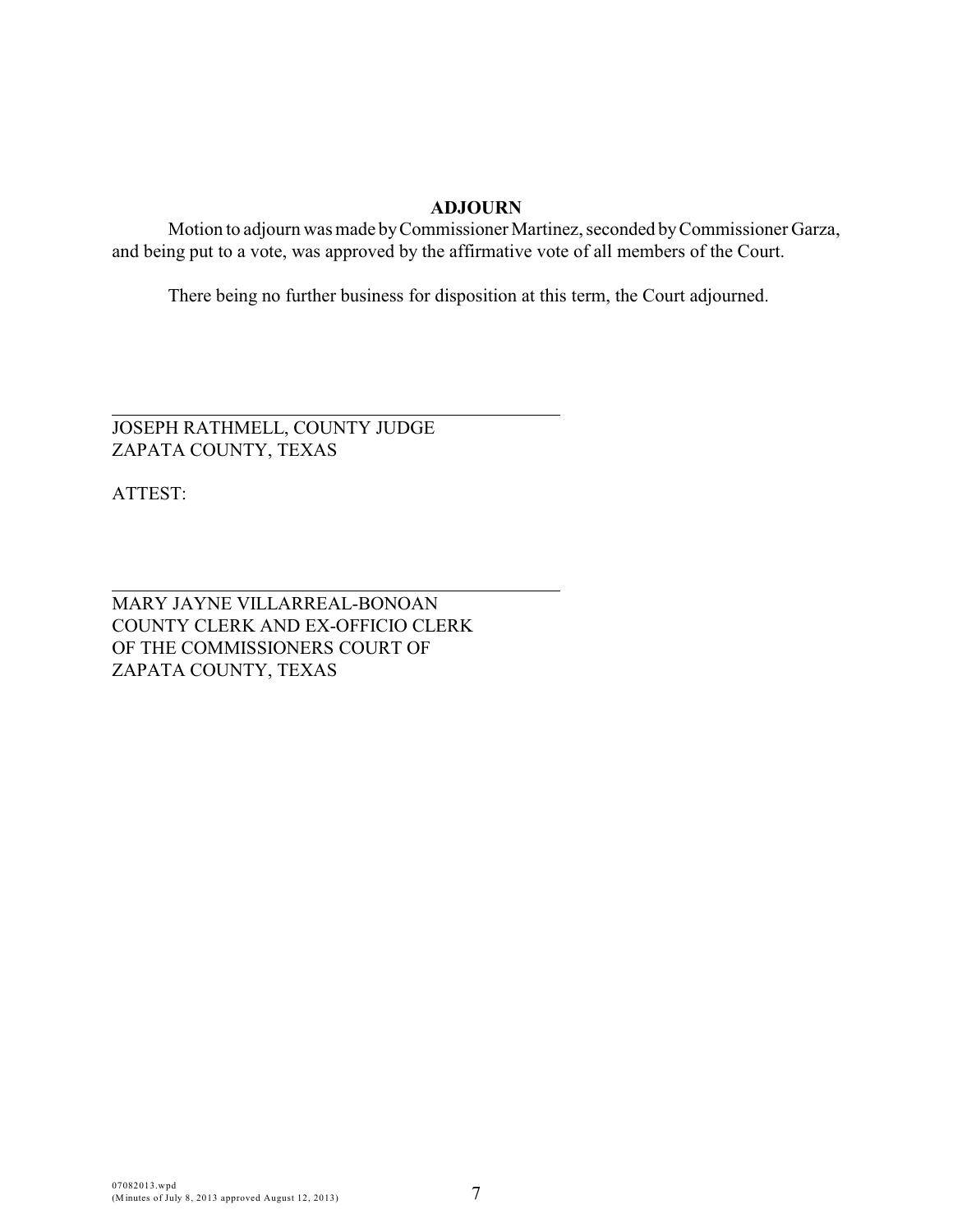## ADJOURN

Motion to adjourn was made by Commissioner Martinez, seconded by Commissioner Garza, and being put to a vote, was approved by the affirmative vote of all members of the Court.

There being no further business for disposition at this term, the Court adjourned.

\_\_\_\_\_\_\_\_\_\_\_\_\_\_\_\_\_\_\_\_\_\_\_\_\_\_\_\_\_\_\_\_\_\_\_\_\_\_\_\_

JOSEPH RATHMELL, COUNTY JUDGE
ZAPATA COUNTY, TEXAS

ATTEST:

\_\_\_\_\_\_\_\_\_\_\_\_\_\_\_\_\_\_\_\_\_\_\_\_\_\_\_\_\_\_\_\_\_\_\_\_\_\_\_\_

MARY JAYNE VILLARREAL-BONOAN
COUNTY CLERK AND EX-OFFICIO CLERK
OF THE COMMISSIONERS COURT OF
ZAPATA COUNTY, TEXAS